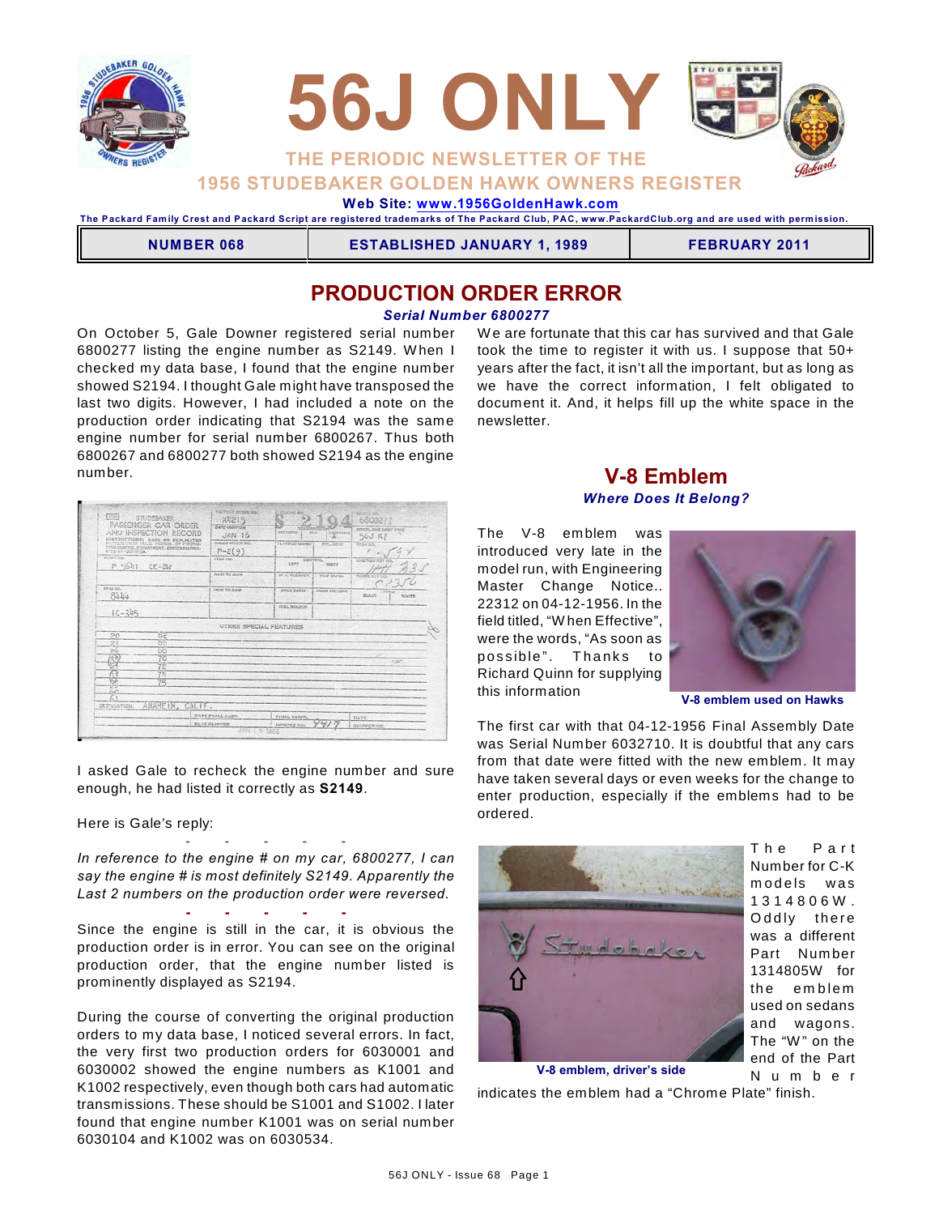# 56J ONLY

THE PERIODIC NEWSLETTER OF THE
1956 STUDEBAKER GOLDEN HAWK OWNERS REGISTER

**Web Site: www.1956GoldenHawk.com**

The Packard Family Crest and Packard Script are registered trademarks of The Packard Club, PAC, www.PackardClub.org and are used with permission.

| NUMBER 068 | ESTABLISHED JANUARY 1, 1989 | FEBRUARY 2011 |
|---|---|---|

## PRODUCTION ORDER ERROR

***Serial Number 6800277***

On October 5, Gale Downer registered serial number 6800277 listing the engine number as S2149. When I checked my data base, I found that the engine number showed S2194. I thought Gale might have transposed the last two digits. However, I had included a note on the production order indicating that S2194 was the same engine number for serial number 6800267. Thus both 6800267 and 6800277 both showed S2194 as the engine number.

I asked Gale to recheck the engine number and sure enough, he had listed it correctly as **S2149**.

Here is Gale's reply:

\- - - - -

*In reference to the engine # on my car, 6800277, I can say the engine # is most definitely S2149. Apparently the Last 2 numbers on the production order were reversed.*

\- - - - -

Since the engine is still in the car, it is obvious the production order is in error. You can see on the original production order, that the engine number listed is prominently displayed as S2194.

During the course of converting the original production orders to my data base, I noticed several errors. In fact, the very first two production orders for 6030001 and 6030002 showed the engine numbers as K1001 and K1002 respectively, even though both cars had automatic transmissions. These should be S1001 and S1002. I later found that engine number K1001 was on serial number 6030104 and K1002 was on 6030534.

We are fortunate that this car has survived and that Gale took the time to register it with us. I suppose that 50+ years after the fact, it isn't all the important, but as long as we have the correct information, I felt obligated to document it. And, it helps fill up the white space in the newsletter.

## V-8 Emblem

***Where Does It Belong?***

The V-8 emblem was introduced very late in the model run, with Engineering Master Change Notice.. 22312 on 04-12-1956. In the field titled, "When Effective", were the words, "As soon as possible". Thanks to Richard Quinn for supplying this information

**V-8 emblem used on Hawks**

The first car with that 04-12-1956 Final Assembly Date was Serial Number 6032710. It is doubtful that any cars from that date were fitted with the new emblem. It may have taken several days or even weeks for the change to enter production, especially if the emblems had to be ordered.

**V-8 emblem, driver's side**

The Part Number for C-K models was 1314806W. Oddly there was a different Part Number 1314805W for the emblem used on sedans and wagons. The "W" on the end of the Part Number indicates the emblem had a "Chrome Plate" finish.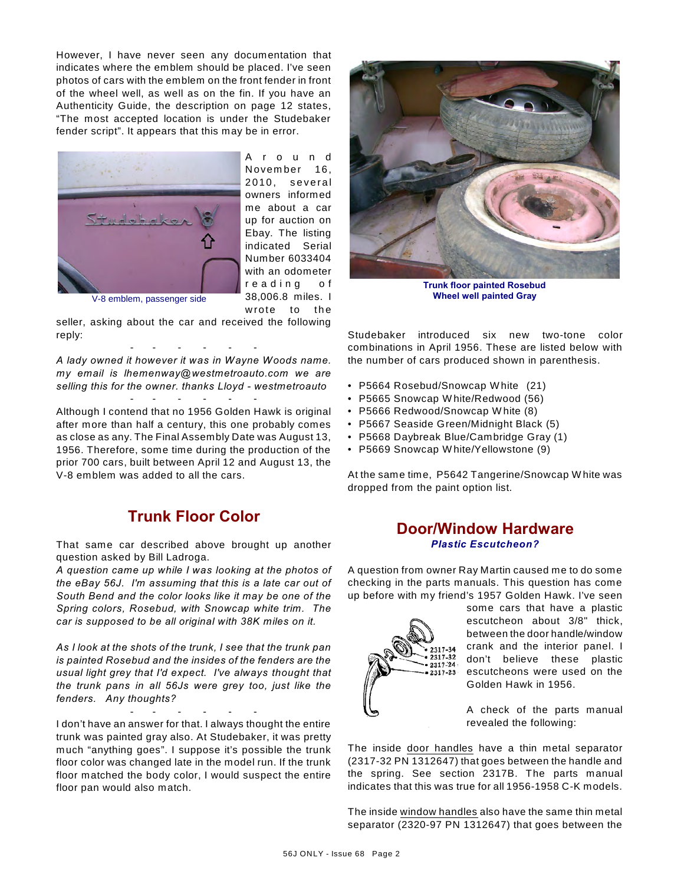However, I have never seen any documentation that indicates where the emblem should be placed. I've seen photos of cars with the emblem on the front fender in front of the wheel well, as well as on the fin. If you have an Authenticity Guide, the description on page 12 states, "The most accepted location is under the Studebaker fender script". It appears that this may be in error.

V-8 emblem, passenger side

Around November 16, 2010, several owners informed me about a car up for auction on Ebay. The listing indicated Serial Number 6033404 with an odometer reading of 38,006.8 miles. I wrote to the seller, asking about the car and received the following reply:

\- - - - - - -

*A lady owned it however it was in Wayne Woods name. my email is lhemenway@westmetroauto.com we are selling this for the owner. thanks Lloyd - westmetroauto*

\- - - - - - -

Although I contend that no 1956 Golden Hawk is original after more than half a century, this one probably comes as close as any. The Final Assembly Date was August 13, 1956. Therefore, some time during the production of the prior 700 cars, built between April 12 and August 13, the V-8 emblem was added to all the cars.

## Trunk Floor Color

That same car described above brought up another question asked by Bill Ladroga.

*A question came up while I was looking at the photos of the eBay 56J. I'm assuming that this is a late car out of South Bend and the color looks like it may be one of the Spring colors, Rosebud, with Snowcap white trim. The car is supposed to be all original with 38K miles on it.*

*As I look at the shots of the trunk, I see that the trunk pan is painted Rosebud and the insides of the fenders are the usual light grey that I'd expect. I've always thought that the trunk pans in all 56Js were grey too, just like the fenders. Any thoughts?*

\- - - - - - -

I don't have an answer for that. I always thought the entire trunk was painted gray also. At Studebaker, it was pretty much "anything goes". I suppose it's possible the trunk floor color was changed late in the model run. If the trunk floor matched the body color, I would suspect the entire floor pan would also match.

**Trunk floor painted Rosebud**
**Wheel well painted Gray**

Studebaker introduced six new two-tone color combinations in April 1956. These are listed below with the number of cars produced shown in parenthesis.

- P5664 Rosebud/Snowcap White (21)
- P5665 Snowcap White/Redwood (56)
- P5666 Redwood/Snowcap White (8)
- P5667 Seaside Green/Midnight Black (5)
- P5668 Daybreak Blue/Cambridge Gray (1)
- P5669 Snowcap White/Yellowstone (9)

At the same time, P5642 Tangerine/Snowcap White was dropped from the paint option list.

## Door/Window Hardware

***Plastic Escutcheon?***

A question from owner Ray Martin caused me to do some checking in the parts manuals. This question has come up before with my friend's 1957 Golden Hawk. I've seen some cars that have a plastic escutcheon about 3/8" thick, between the door handle/window crank and the interior panel. I don't believe these plastic escutcheons were used on the Golden Hawk in 1956.

2317-34
2317-32
2317-24
2317-23

A check of the parts manual revealed the following:

The inside door handles have a thin metal separator (2317-32 PN 1312647) that goes between the handle and the spring. See section 2317B. The parts manual indicates that this was true for all 1956-1958 C-K models.

The inside window handles also have the same thin metal separator (2320-97 PN 1312647) that goes between the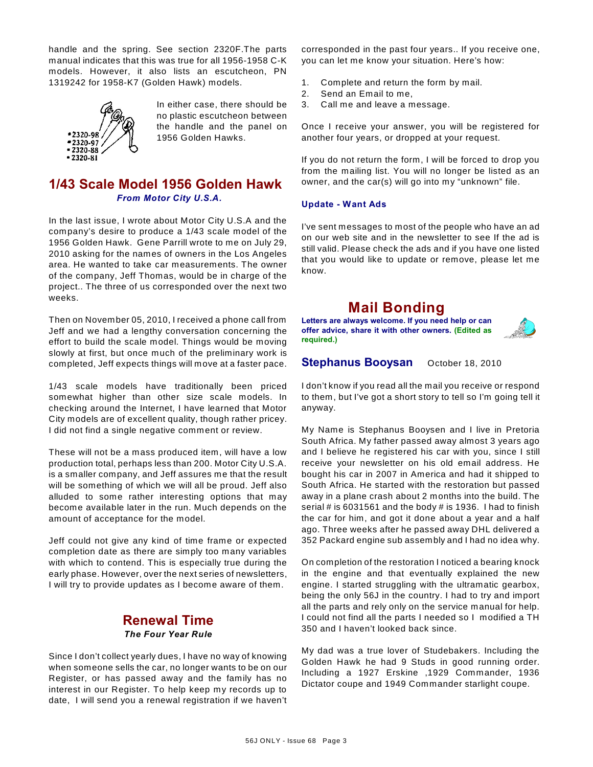handle and the spring. See section 2320F.The parts manual indicates that this was true for all 1956-1958 C-K models. However, it also lists an escutcheon, PN 1319242 for 1958-K7 (Golden Hawk) models.

•2320-98
•2320-97
•2320-88
•2320-81

In either case, there should be no plastic escutcheon between the handle and the panel on 1956 Golden Hawks.

## 1/43 Scale Model 1956 Golden Hawk

***From Motor City U.S.A.***

In the last issue, I wrote about Motor City U.S.A and the company's desire to produce a 1/43 scale model of the 1956 Golden Hawk. Gene Parrill wrote to me on July 29, 2010 asking for the names of owners in the Los Angeles area. He wanted to take car measurements. The owner of the company, Jeff Thomas, would be in charge of the project.. The three of us corresponded over the next two weeks.

Then on November 05, 2010, I received a phone call from Jeff and we had a lengthy conversation concerning the effort to build the scale model. Things would be moving slowly at first, but once much of the preliminary work is completed, Jeff expects things will move at a faster pace.

1/43 scale models have traditionally been priced somewhat higher than other size scale models. In checking around the Internet, I have learned that Motor City models are of excellent quality, though rather pricey. I did not find a single negative comment or review.

These will not be a mass produced item, will have a low production total, perhaps less than 200. Motor City U.S.A. is a smaller company, and Jeff assures me that the result will be something of which we will all be proud. Jeff also alluded to some rather interesting options that may become available later in the run. Much depends on the amount of acceptance for the model.

Jeff could not give any kind of time frame or expected completion date as there are simply too many variables with which to contend. This is especially true during the early phase. However, over the next series of newsletters, I will try to provide updates as I become aware of them.

## Renewal Time

***The Four Year Rule***

Since I don't collect yearly dues, I have no way of knowing when someone sells the car, no longer wants to be on our Register, or has passed away and the family has no interest in our Register. To help keep my records up to date, I will send you a renewal registration if we haven't corresponded in the past four years.. If you receive one, you can let me know your situation. Here's how:

1. Complete and return the form by mail.
2. Send an Email to me,
3. Call me and leave a message.

Once I receive your answer, you will be registered for another four years, or dropped at your request.

If you do not return the form, I will be forced to drop you from the mailing list. You will no longer be listed as an owner, and the car(s) will go into my "unknown" file.

### Update - Want Ads

I've sent messages to most of the people who have an ad on our web site and in the newsletter to see If the ad is still valid. Please check the ads and if you have one listed that you would like to update or remove, please let me know.

## Mail Bonding

**Letters are always welcome. If you need help or can offer advice, share it with other owners. (Edited as required.)**

### Stephanus Booysan — October 18, 2010

I don't know if you read all the mail you receive or respond to them, but I've got a short story to tell so I'm going tell it anyway.

My Name is Stephanus Booysen and I live in Pretoria South Africa. My father passed away almost 3 years ago and I believe he registered his car with you, since I still receive your newsletter on his old email address. He bought his car in 2007 in America and had it shipped to South Africa. He started with the restoration but passed away in a plane crash about 2 months into the build. The serial # is 6031561 and the body # is 1936. I had to finish the car for him, and got it done about a year and a half ago. Three weeks after he passed away DHL delivered a 352 Packard engine sub assembly and I had no idea why.

On completion of the restoration I noticed a bearing knock in the engine and that eventually explained the new engine. I started struggling with the ultramatic gearbox, being the only 56J in the country. I had to try and import all the parts and rely only on the service manual for help. I could not find all the parts I needed so I modified a TH 350 and I haven't looked back since.

My dad was a true lover of Studebakers. Including the Golden Hawk he had 9 Studs in good running order. Including a 1927 Erskine ,1929 Commander, 1936 Dictator coupe and 1949 Commander starlight coupe.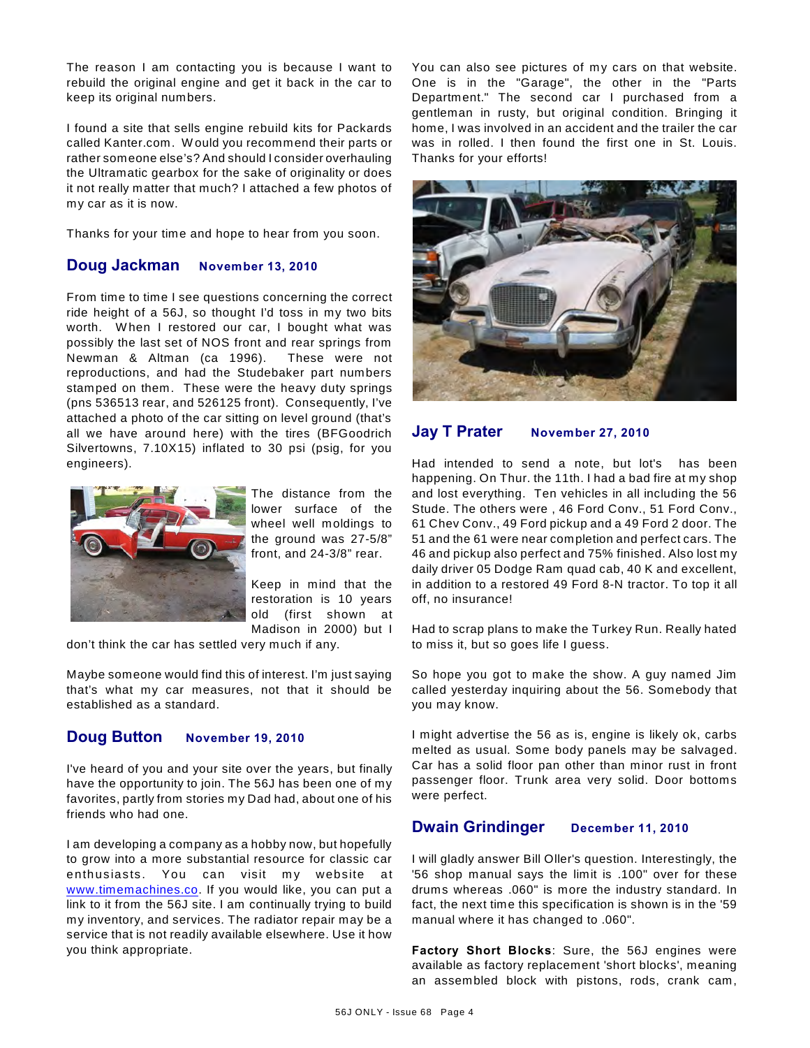The reason I am contacting you is because I want to rebuild the original engine and get it back in the car to keep its original numbers.

I found a site that sells engine rebuild kits for Packards called Kanter.com. Would you recommend their parts or rather someone else's? And should I consider overhauling the Ultramatic gearbox for the sake of originality or does it not really matter that much? I attached a few photos of my car as it is now.

Thanks for your time and hope to hear from you soon.

## Doug Jackman — November 13, 2010

From time to time I see questions concerning the correct ride height of a 56J, so thought I'd toss in my two bits worth. When I restored our car, I bought what was possibly the last set of NOS front and rear springs from Newman & Altman (ca 1996). These were not reproductions, and had the Studebaker part numbers stamped on them. These were the heavy duty springs (pns 536513 rear, and 526125 front). Consequently, I've attached a photo of the car sitting on level ground (that's all we have around here) with the tires (BFGoodrich Silvertowns, 7.10X15) inflated to 30 psi (psig, for you engineers).

The distance from the lower surface of the wheel well moldings to the ground was 27-5/8" front, and 24-3/8" rear.

Keep in mind that the restoration is 10 years old (first shown at Madison in 2000) but I don't think the car has settled very much if any.

Maybe someone would find this of interest. I'm just saying that's what my car measures, not that it should be established as a standard.

## Doug Button — November 19, 2010

I've heard of you and your site over the years, but finally have the opportunity to join. The 56J has been one of my favorites, partly from stories my Dad had, about one of his friends who had one.

I am developing a company as a hobby now, but hopefully to grow into a more substantial resource for classic car enthusiasts. You can visit my website at [www.timemachines.co](http://www.timemachines.co). If you would like, you can put a link to it from the 56J site. I am continually trying to build my inventory, and services. The radiator repair may be a service that is not readily available elsewhere. Use it how you think appropriate.

You can also see pictures of my cars on that website. One is in the "Garage", the other in the "Parts Department." The second car I purchased from a gentleman in rusty, but original condition. Bringing it home, I was involved in an accident and the trailer the car was in rolled. I then found the first one in St. Louis. Thanks for your efforts!

## Jay T Prater — November 27, 2010

Had intended to send a note, but lot's has been happening. On Thur. the 11th. I had a bad fire at my shop and lost everything. Ten vehicles in all including the 56 Stude. The others were , 46 Ford Conv., 51 Ford Conv., 61 Chev Conv., 49 Ford pickup and a 49 Ford 2 door. The 51 and the 61 were near completion and perfect cars. The 46 and pickup also perfect and 75% finished. Also lost my daily driver 05 Dodge Ram quad cab, 40 K and excellent, in addition to a restored 49 Ford 8-N tractor. To top it all off, no insurance!

Had to scrap plans to make the Turkey Run. Really hated to miss it, but so goes life I guess.

So hope you got to make the show. A guy named Jim called yesterday inquiring about the 56. Somebody that you may know.

I might advertise the 56 as is, engine is likely ok, carbs melted as usual. Some body panels may be salvaged. Car has a solid floor pan other than minor rust in front passenger floor. Trunk area very solid. Door bottoms were perfect.

## Dwain Grindinger — December 11, 2010

I will gladly answer Bill Oller's question. Interestingly, the '56 shop manual says the limit is .100" over for these drums whereas .060" is more the industry standard. In fact, the next time this specification is shown is in the '59 manual where it has changed to .060".

**Factory Short Blocks**: Sure, the 56J engines were available as factory replacement 'short blocks', meaning an assembled block with pistons, rods, crank cam,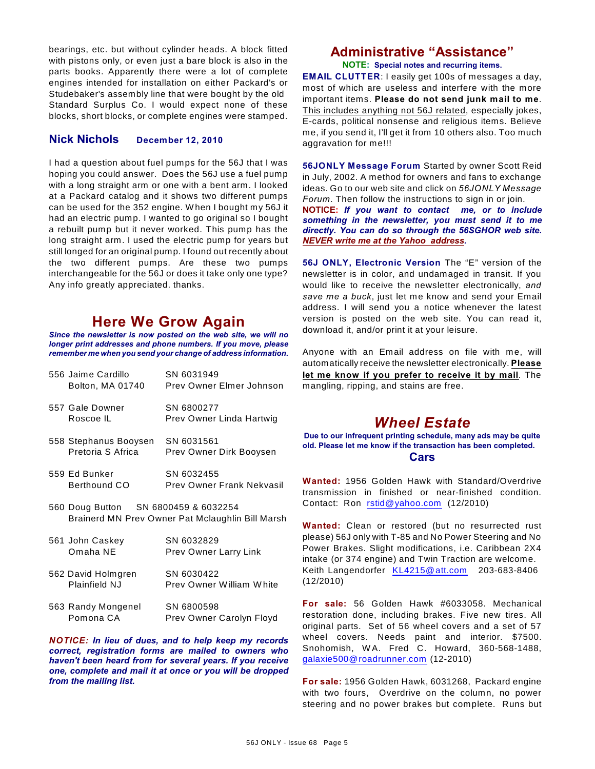bearings, etc. but without cylinder heads. A block fitted with pistons only, or even just a bare block is also in the parts books. Apparently there were a lot of complete engines intended for installation on either Packard's or Studebaker's assembly line that were bought by the old Standard Surplus Co. I would expect none of these blocks, short blocks, or complete engines were stamped.

### Nick Nichols **December 12, 2010**

I had a question about fuel pumps for the 56J that I was hoping you could answer. Does the 56J use a fuel pump with a long straight arm or one with a bent arm. I looked at a Packard catalog and it shows two different pumps can be used for the 352 engine. When I bought my 56J it had an electric pump. I wanted to go original so I bought a rebuilt pump but it never worked. This pump has the long straight arm. I used the electric pump for years but still longed for an original pump. I found out recently about the two different pumps. Are these two pumps interchangeable for the 56J or does it take only one type? Any info greatly appreciated. thanks.

## Here We Grow Again

***Since the newsletter is now posted on the web site, we will no longer print addresses and phone numbers. If you move, please remember me when you send your change of address information.***

556 Jaime Cardillo, Bolton, MA 01740 — SN 6031949, Prev Owner Elmer Johnson

557 Gale Downer, Roscoe IL — SN 6800277, Prev Owner Linda Hartwig

558 Stephanus Booysen, Pretoria S Africa — SN 6031561, Prev Owner Dirk Booysen

559 Ed Bunker, Berthoud CO — SN 6032455, Prev Owner Frank Nekvasil

560 Doug Button, Brainerd MN — SN 6800459 & 6032254, Prev Owner Pat Mclaughlin Bill Marsh

561 John Caskey, Omaha NE — SN 6032829, Prev Owner Larry Link

562 David Holmgren, Plainfield NJ — SN 6030422, Prev Owner William White

563 Randy Mongenel, Pomona CA — SN 6800598, Prev Owner Carolyn Floyd

***NOTICE: In lieu of dues, and to help keep my records correct, registration forms are mailed to owners who haven't been heard from for several years. If you receive one, complete and mail it at once or you will be dropped from the mailing list.***

## Administrative "Assistance"

**NOTE: Special notes and recurring items.**

**EMAIL CLUTTER**: I easily get 100s of messages a day, most of which are useless and interfere with the more important items. **Please do not send junk mail to me**. This includes anything not 56J related, especially jokes, E-cards, political nonsense and religious items. Believe me, if you send it, I'll get it from 10 others also. Too much aggravation for me!!!

**56JONLY Message Forum** Started by owner Scott Reid in July, 2002. A method for owners and fans to exchange ideas. Go to our web site and click on *56JONLY Message Forum*. Then follow the instructions to sign in or join. **NOTICE:** ***If you want to contact me, or to include something in the newsletter, you must send it to me directly. You can do so through the 56SGHOR web site. NEVER write me at the Yahoo address.***

**56J ONLY, Electronic Version** The "E" version of the newsletter is in color, and undamaged in transit. If you would like to receive the newsletter electronically, *and save me a buck*, just let me know and send your Email address. I will send you a notice whenever the latest version is posted on the web site. You can read it, download it, and/or print it at your leisure.

Anyone with an Email address on file with me, will automatically receive the newsletter electronically. **Please let me know if you prefer to receive it by mail**. The mangling, ripping, and stains are free.

## *Wheel Estate*

**Due to our infrequent printing schedule, many ads may be quite old. Please let me know if the transaction has been completed.**

### Cars

**Wanted:** 1956 Golden Hawk with Standard/Overdrive transmission in finished or near-finished condition. Contact: Ron rstid@yahoo.com (12/2010)

**Wanted:** Clean or restored (but no resurrected rust please) 56J only with T-85 and No Power Steering and No Power Brakes. Slight modifications, i.e. Caribbean 2X4 intake (or 374 engine) and Twin Traction are welcome. Keith Langendorfer KL4215@att.com 203-683-8406 (12/2010)

**For sale:** 56 Golden Hawk #6033058. Mechanical restoration done, including brakes. Five new tires. All original parts. Set of 56 wheel covers and a set of 57 wheel covers. Needs paint and interior. $7500. Snohomish, WA. Fred C. Howard, 360-568-1488, galaxie500@roadrunner.com (12-2010)

**For sale:** 1956 Golden Hawk, 6031268, Packard engine with two fours, Overdrive on the column, no power steering and no power brakes but complete. Runs but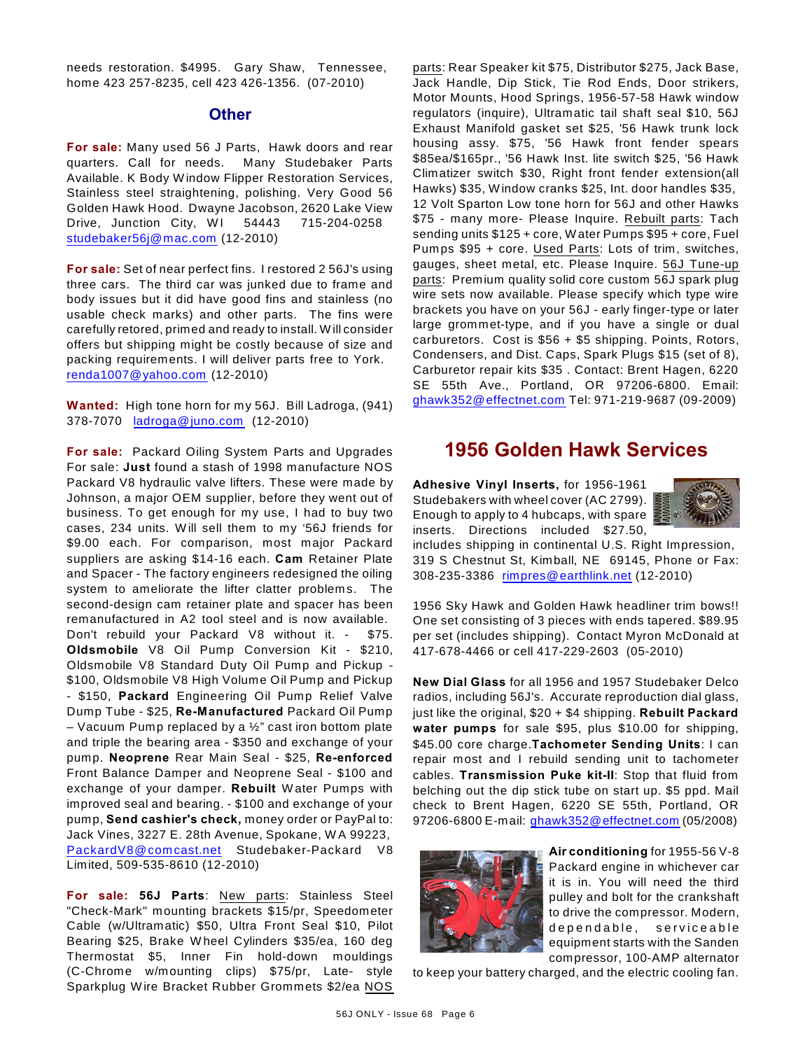needs restoration. $4995. Gary Shaw, Tennessee, home 423 257-8235, cell 423 426-1356. (07-2010)

## Other

**For sale:** Many used 56 J Parts, Hawk doors and rear quarters. Call for needs. Many Studebaker Parts Available. K Body Window Flipper Restoration Services, Stainless steel straightening, polishing. Very Good 56 Golden Hawk Hood. Dwayne Jacobson, 2620 Lake View Drive, Junction City, WI 54443 715-204-0258 studebaker56j@mac.com (12-2010)

**For sale:** Set of near perfect fins. I restored 2 56J's using three cars. The third car was junked due to frame and body issues but it did have good fins and stainless (no usable check marks) and other parts. The fins were carefully retored, primed and ready to install. Will consider offers but shipping might be costly because of size and packing requirements. I will deliver parts free to York. renda1007@yahoo.com (12-2010)

**Wanted:** High tone horn for my 56J. Bill Ladroga, (941) 378-7070 ladroga@juno.com (12-2010)

**For sale:** Packard Oiling System Parts and Upgrades For sale: **Just** found a stash of 1998 manufacture NOS Packard V8 hydraulic valve lifters. These were made by Johnson, a major OEM supplier, before they went out of business. To get enough for my use, I had to buy two cases, 234 units. Will sell them to my '56J friends for $9.00 each. For comparison, most major Packard suppliers are asking $14-16 each. **Cam** Retainer Plate and Spacer - The factory engineers redesigned the oiling system to ameliorate the lifter clatter problems. The second-design cam retainer plate and spacer has been remanufactured in A2 tool steel and is now available. Don't rebuild your Packard V8 without it. - $75. **Oldsmobile** V8 Oil Pump Conversion Kit - $210, Oldsmobile V8 Standard Duty Oil Pump and Pickup - $100, Oldsmobile V8 High Volume Oil Pump and Pickup - $150, **Packard** Engineering Oil Pump Relief Valve Dump Tube - $25, **Re-Manufactured** Packard Oil Pump – Vacuum Pump replaced by a ½" cast iron bottom plate and triple the bearing area - $350 and exchange of your pump. **Neoprene** Rear Main Seal - $25, **Re-enforced** Front Balance Damper and Neoprene Seal - $100 and exchange of your damper. **Rebuilt** Water Pumps with improved seal and bearing. - $100 and exchange of your pump, **Send cashier's check,** money order or PayPal to: Jack Vines, 3227 E. 28th Avenue, Spokane, WA 99223, PackardV8@comcast.net Studebaker-Packard V8 Limited, 509-535-8610 (12-2010)

**For sale: 56J Parts**: New parts: Stainless Steel "Check-Mark" mounting brackets $15/pr, Speedometer Cable (w/Ultramatic) $50, Ultra Front Seal $10, Pilot Bearing $25, Brake Wheel Cylinders $35/ea, 160 deg Thermostat $5, Inner Fin hold-down mouldings (C-Chrome w/mounting clips) $75/pr, Late- style Sparkplug Wire Bracket Rubber Grommets $2/ea NOS parts: Rear Speaker kit $75, Distributor $275, Jack Base, Jack Handle, Dip Stick, Tie Rod Ends, Door strikers, Motor Mounts, Hood Springs, 1956-57-58 Hawk window regulators (inquire), Ultramatic tail shaft seal $10, 56J Exhaust Manifold gasket set $25, '56 Hawk trunk lock housing assy. $75, '56 Hawk front fender spears $85ea/$165pr., '56 Hawk Inst. lite switch $25, '56 Hawk Climatizer switch $30, Right front fender extension(all Hawks) $35, Window cranks $25, Int. door handles $35, 12 Volt Sparton Low tone horn for 56J and other Hawks $75 - many more- Please Inquire. Rebuilt parts: Tach sending units $125 + core, Water Pumps $95 + core, Fuel Pumps $95 + core. Used Parts: Lots of trim, switches, gauges, sheet metal, etc. Please Inquire. 56J Tune-up parts: Premium quality solid core custom 56J spark plug wire sets now available. Please specify which type wire brackets you have on your 56J - early finger-type or later large grommet-type, and if you have a single or dual carburetors. Cost is $56 + $5 shipping. Points, Rotors, Condensers, and Dist. Caps, Spark Plugs $15 (set of 8), Carburetor repair kits $35 . Contact: Brent Hagen, 6220 SE 55th Ave., Portland, OR 97206-6800. Email: ghawk352@effectnet.com Tel: 971-219-9687 (09-2009)

## 1956 Golden Hawk Services

**Adhesive Vinyl Inserts,** for 1956-1961 Studebakers with wheel cover (AC 2799). Enough to apply to 4 hubcaps, with spare inserts. Directions included $27.50, includes shipping in continental U.S. Right Impression, 319 S Chestnut St, Kimball, NE 69145, Phone or Fax: 308-235-3386 rimpres@earthlink.net (12-2010)

1956 Sky Hawk and Golden Hawk headliner trim bows!! One set consisting of 3 pieces with ends tapered. $89.95 per set (includes shipping). Contact Myron McDonald at 417-678-4466 or cell 417-229-2603 (05-2010)

**New Dial Glass** for all 1956 and 1957 Studebaker Delco radios, including 56J's. Accurate reproduction dial glass, just like the original, $20 + $4 shipping. **Rebuilt Packard water pumps** for sale $95, plus $10.00 for shipping, $45.00 core charge.**Tachometer Sending Units**: I can repair most and I rebuild sending unit to tachometer cables. **Transmission Puke kit-II**: Stop that fluid from belching out the dip stick tube on start up. $5 ppd. Mail check to Brent Hagen, 6220 SE 55th, Portland, OR 97206-6800 E-mail: ghawk352@effectnet.com (05/2008)

**Air conditioning** for 1955-56 V-8 Packard engine in whichever car it is in. You will need the third pulley and bolt for the crankshaft to drive the compressor. Modern, dependable, serviceable equipment starts with the Sanden compressor, 100-AMP alternator to keep your battery charged, and the electric cooling fan.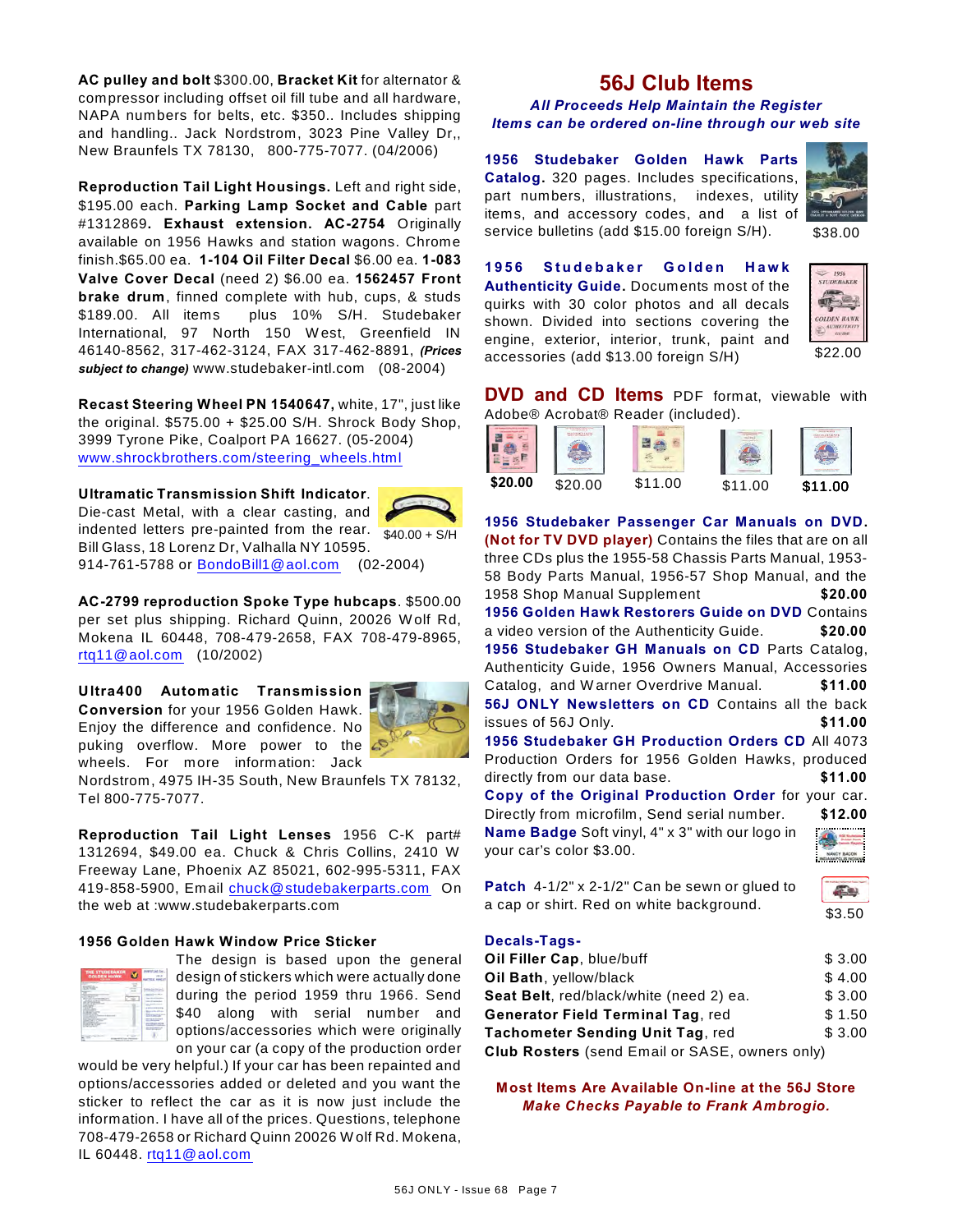**AC pulley and bolt** $300.00, **Bracket Kit** for alternator & compressor including offset oil fill tube and all hardware, NAPA numbers for belts, etc. $350.. Includes shipping and handling.. Jack Nordstrom, 3023 Pine Valley Dr,, New Braunfels TX 78130, 800-775-7077. (04/2006)

**Reproduction Tail Light Housings.** Left and right side, $195.00 each. **Parking Lamp Socket and Cable** part #1312869**. Exhaust extension. AC-2754** Originally available on 1956 Hawks and station wagons. Chrome finish.$65.00 ea. **1-104 Oil Filter Decal** $6.00 ea. **1-083 Valve Cover Decal** (need 2) $6.00 ea. **1562457 Front brake drum**, finned complete with hub, cups, & studs $189.00. All items plus 10% S/H. Studebaker International, 97 North 150 West, Greenfield IN 46140-8562, 317-462-3124, FAX 317-462-8891, ***(Prices subject to change)*** www.studebaker-intl.com (08-2004)

**Recast Steering Wheel PN 1540647,** white, 17", just like the original. $575.00 + $25.00 S/H. Shrock Body Shop, 3999 Tyrone Pike, Coalport PA 16627. (05-2004) www.shrockbrothers.com/steering_wheels.html

**Ultramatic Transmission Shift Indicator**. Die-cast Metal, with a clear casting, and indented letters pre-painted from the rear. Bill Glass, 18 Lorenz Dr, Valhalla NY 10595. 914-761-5788 or BondoBill1@aol.com (02-2004)

$40.00 + S/H

**AC-2799 reproduction Spoke Type hubcaps**. $500.00 per set plus shipping. Richard Quinn, 20026 Wolf Rd, Mokena IL 60448, 708-479-2658, FAX 708-479-8965, rtq11@aol.com (10/2002)

**Ultra400 Automatic Transmission Conversion** for your 1956 Golden Hawk. Enjoy the difference and confidence. No puking overflow. More power to the wheels. For more information: Jack Nordstrom, 4975 IH-35 South, New Braunfels TX 78132, Tel 800-775-7077.

**Reproduction Tail Light Lenses** 1956 C-K part# 1312694, $49.00 ea. Chuck & Chris Collins, 2410 W Freeway Lane, Phoenix AZ 85021, 602-995-5311, FAX 419-858-5900, Email chuck@studebakerparts.com On the web at :www.studebakerparts.com

**1956 Golden Hawk Window Price Sticker**

The design is based upon the general design of stickers which were actually done during the period 1959 thru 1966. Send $40 along with serial number and options/accessories which were originally on your car (a copy of the production order would be very helpful.) If your car has been repainted and options/accessories added or deleted and you want the sticker to reflect the car as it is now just include the information. I have all of the prices. Questions, telephone 708-479-2658 or Richard Quinn 20026 Wolf Rd. Mokena, IL 60448. rtq11@aol.com

## 56J Club Items

***All Proceeds Help Maintain the Register***
***Items can be ordered on-line through our web site***

**1956 Studebaker Golden Hawk Parts Catalog.** 320 pages. Includes specifications, part numbers, illustrations, indexes, utility items, and accessory codes, and a list of service bulletins (add $15.00 foreign S/H). $38.00

**1956 Studebaker Golden Hawk Authenticity Guide.** Documents most of the quirks with 30 color photos and all decals shown. Divided into sections covering the engine, exterior, interior, trunk, paint and accessories (add $13.00 foreign S/H) $22.00

**DVD and CD Items** PDF format, viewable with Adobe® Acrobat® Reader (included).

$20.00 $20.00 $11.00 $11.00 $11.00

**1956 Studebaker Passenger Car Manuals on DVD. (Not for TV DVD player)** Contains the files that are on all three CDs plus the 1955-58 Chassis Parts Manual, 1953-58 Body Parts Manual, 1956-57 Shop Manual, and the 1958 Shop Manual Supplement **$20.00**

**1956 Golden Hawk Restorers Guide on DVD** Contains a video version of the Authenticity Guide. **$20.00**

**1956 Studebaker GH Manuals on CD** Parts Catalog, Authenticity Guide, 1956 Owners Manual, Accessories Catalog, and Warner Overdrive Manual. **$11.00**

**56J ONLY Newsletters on CD** Contains all the back issues of 56J Only. **$11.00**

**1956 Studebaker GH Production Orders CD** All 4073 Production Orders for 1956 Golden Hawks, produced directly from our data base. **$11.00**

**Copy of the Original Production Order** for your car. Directly from microfilm, Send serial number. **$12.00**

**Name Badge** Soft vinyl, 4" x 3" with our logo in your car's color $3.00.

**Patch** 4-1/2" x 2-1/2" Can be sewn or glued to a cap or shirt. Red on white background. $3.50

**Decals-Tags-**

| | |
|---|---|
| **Oil Filler Cap**, blue/buff | $ 3.00 |
| **Oil Bath**, yellow/black | $ 4.00 |
| **Seat Belt**, red/black/white (need 2) ea. | $ 3.00 |
| **Generator Field Terminal Tag**, red | $ 1.50 |
| **Tachometer Sending Unit Tag**, red | $ 3.00 |

**Club Rosters** (send Email or SASE, owners only)

**Most Items Are Available On-line at the 56J Store**
***Make Checks Payable to Frank Ambrogio.***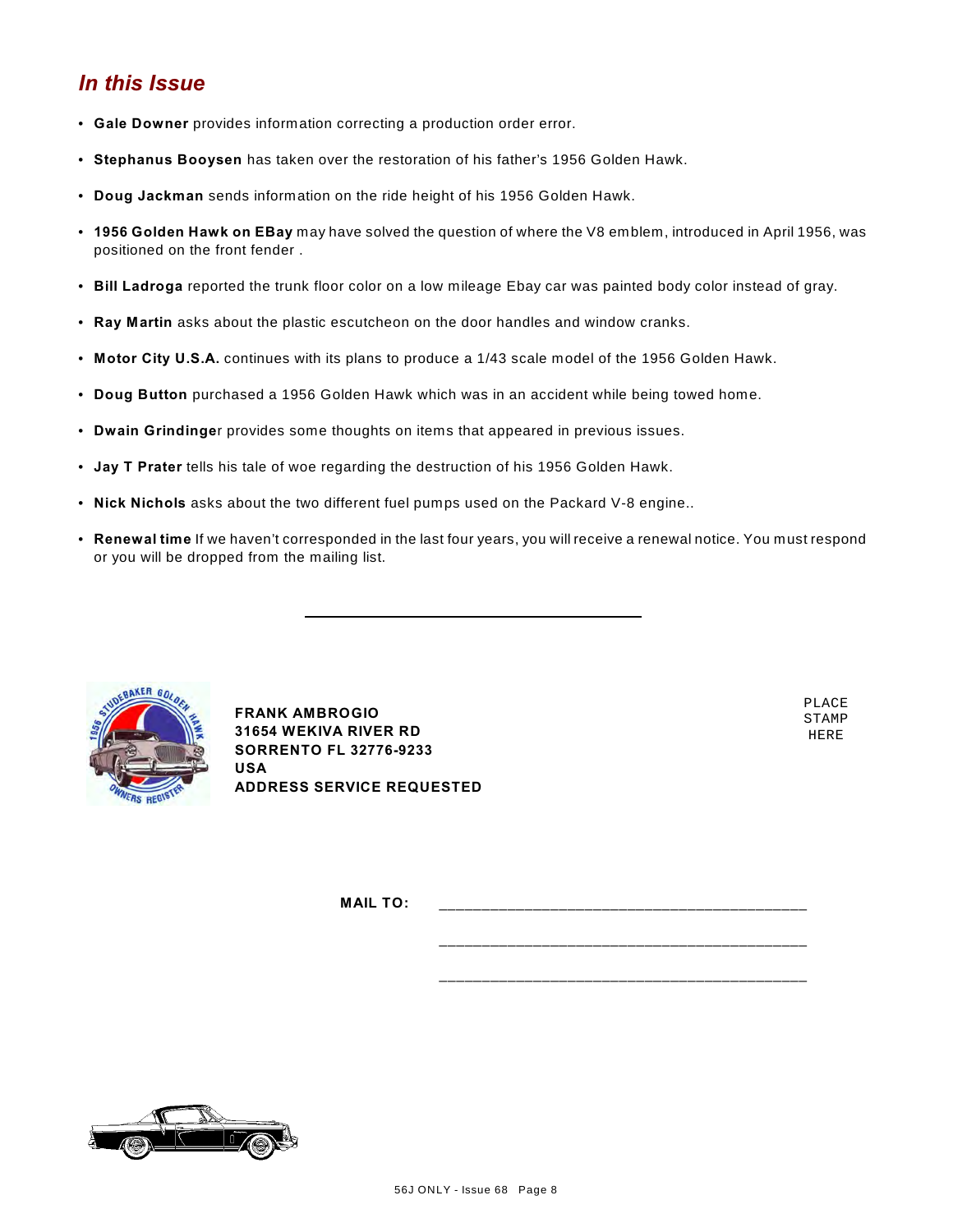## *In this Issue*

- **Gale Downer** provides information correcting a production order error.
- **Stephanus Booysen** has taken over the restoration of his father's 1956 Golden Hawk.
- **Doug Jackman** sends information on the ride height of his 1956 Golden Hawk.
- **1956 Golden Hawk on EBay** may have solved the question of where the V8 emblem, introduced in April 1956, was positioned on the front fender .
- **Bill Ladroga** reported the trunk floor color on a low mileage Ebay car was painted body color instead of gray.
- **Ray Martin** asks about the plastic escutcheon on the door handles and window cranks.
- **Motor City U.S.A.** continues with its plans to produce a 1/43 scale model of the 1956 Golden Hawk.
- **Doug Button** purchased a 1956 Golden Hawk which was in an accident while being towed home.
- **Dwain Grindinge**r provides some thoughts on items that appeared in previous issues.
- **Jay T Prater** tells his tale of woe regarding the destruction of his 1956 Golden Hawk.
- **Nick Nichols** asks about the two different fuel pumps used on the Packard V-8 engine..
- **Renewal time** If we haven't corresponded in the last four years, you will receive a renewal notice. You must respond or you will be dropped from the mailing list.

---

**FRANK AMBROGIO**
**31654 WEKIVA RIVER RD**
**SORRENTO FL 32776-9233**
**USA**
**ADDRESS SERVICE REQUESTED**

PLACE
STAMP
HERE

**MAIL TO:** ____________________________________________

____________________________________________

____________________________________________